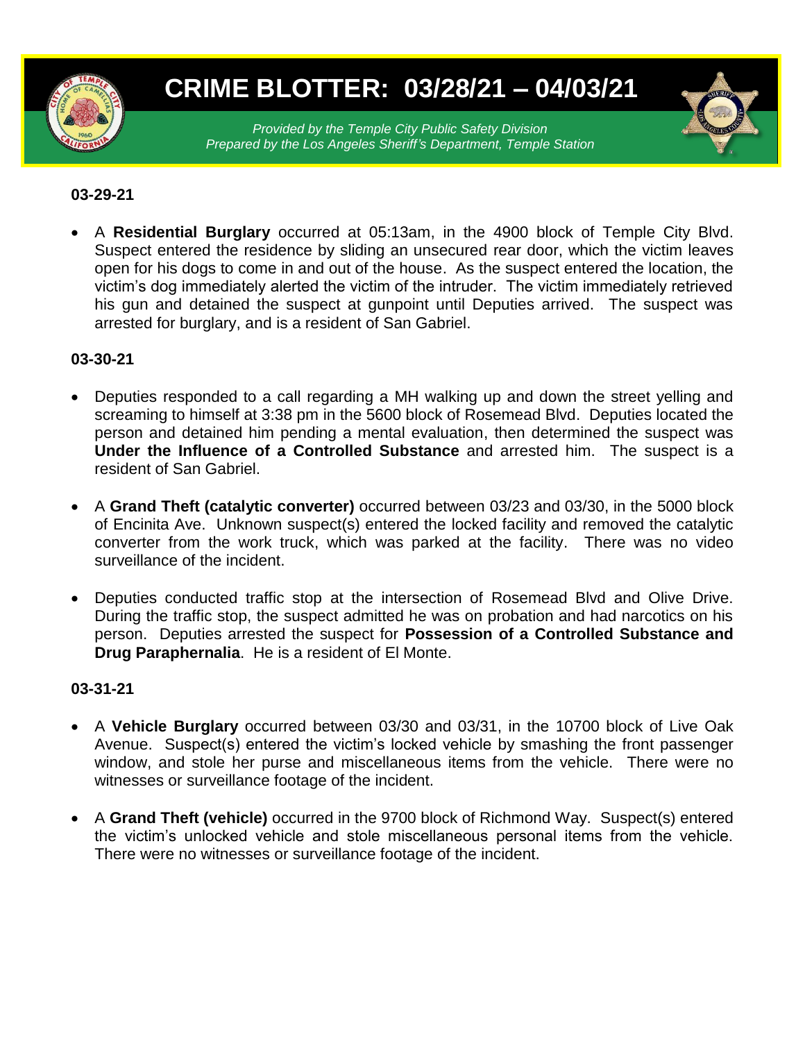# CRIME BLOTTER: 03/28/21 – 04/03/21

*Provided by the Temple City Public Safety Division*
*Prepared by the Los Angeles Sheriff's Department, Temple Station*

**03-29-21**

- A **Residential Burglary** occurred at 05:13am, in the 4900 block of Temple City Blvd. Suspect entered the residence by sliding an unsecured rear door, which the victim leaves open for his dogs to come in and out of the house. As the suspect entered the location, the victim's dog immediately alerted the victim of the intruder. The victim immediately retrieved his gun and detained the suspect at gunpoint until Deputies arrived. The suspect was arrested for burglary, and is a resident of San Gabriel.

**03-30-21**

- Deputies responded to a call regarding a MH walking up and down the street yelling and screaming to himself at 3:38 pm in the 5600 block of Rosemead Blvd. Deputies located the person and detained him pending a mental evaluation, then determined the suspect was **Under the Influence of a Controlled Substance** and arrested him. The suspect is a resident of San Gabriel.

- A **Grand Theft (catalytic converter)** occurred between 03/23 and 03/30, in the 5000 block of Encinita Ave. Unknown suspect(s) entered the locked facility and removed the catalytic converter from the work truck, which was parked at the facility. There was no video surveillance of the incident.

- Deputies conducted traffic stop at the intersection of Rosemead Blvd and Olive Drive. During the traffic stop, the suspect admitted he was on probation and had narcotics on his person. Deputies arrested the suspect for **Possession of a Controlled Substance and Drug Paraphernalia**. He is a resident of El Monte.

**03-31-21**

- A **Vehicle Burglary** occurred between 03/30 and 03/31, in the 10700 block of Live Oak Avenue. Suspect(s) entered the victim's locked vehicle by smashing the front passenger window, and stole her purse and miscellaneous items from the vehicle. There were no witnesses or surveillance footage of the incident.

- A **Grand Theft (vehicle)** occurred in the 9700 block of Richmond Way. Suspect(s) entered the victim's unlocked vehicle and stole miscellaneous personal items from the vehicle. There were no witnesses or surveillance footage of the incident.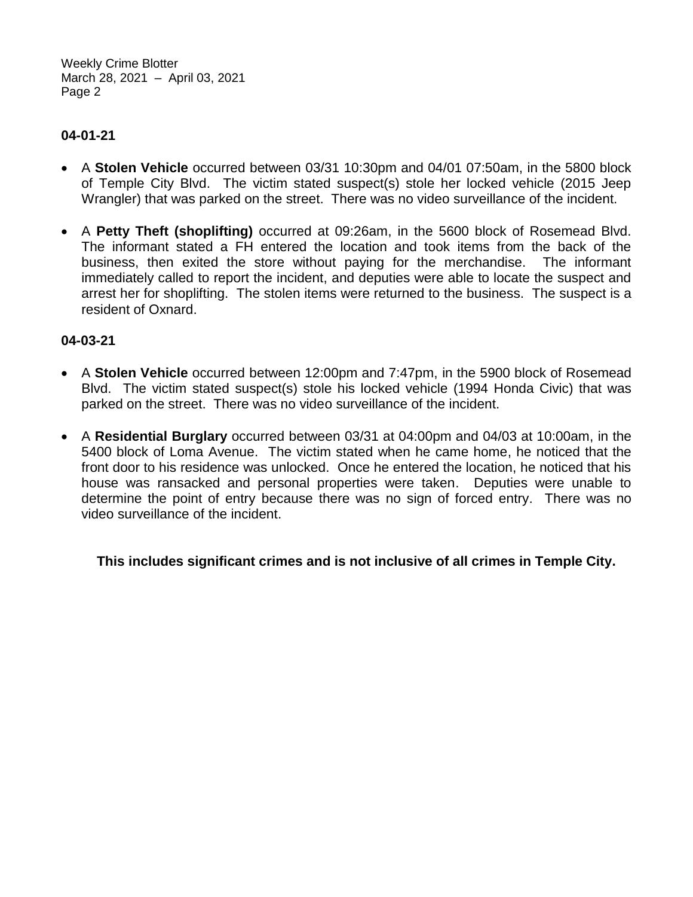**04-01-21**

- A **Stolen Vehicle** occurred between 03/31 10:30pm and 04/01 07:50am, in the 5800 block of Temple City Blvd. The victim stated suspect(s) stole her locked vehicle (2015 Jeep Wrangler) that was parked on the street. There was no video surveillance of the incident.

- A **Petty Theft (shoplifting)** occurred at 09:26am, in the 5600 block of Rosemead Blvd. The informant stated a FH entered the location and took items from the back of the business, then exited the store without paying for the merchandise. The informant immediately called to report the incident, and deputies were able to locate the suspect and arrest her for shoplifting. The stolen items were returned to the business. The suspect is a resident of Oxnard.

**04-03-21**

- A **Stolen Vehicle** occurred between 12:00pm and 7:47pm, in the 5900 block of Rosemead Blvd. The victim stated suspect(s) stole his locked vehicle (1994 Honda Civic) that was parked on the street. There was no video surveillance of the incident.

- A **Residential Burglary** occurred between 03/31 at 04:00pm and 04/03 at 10:00am, in the 5400 block of Loma Avenue. The victim stated when he came home, he noticed that the front door to his residence was unlocked. Once he entered the location, he noticed that his house was ransacked and personal properties were taken. Deputies were unable to determine the point of entry because there was no sign of forced entry. There was no video surveillance of the incident.

**This includes significant crimes and is not inclusive of all crimes in Temple City.**